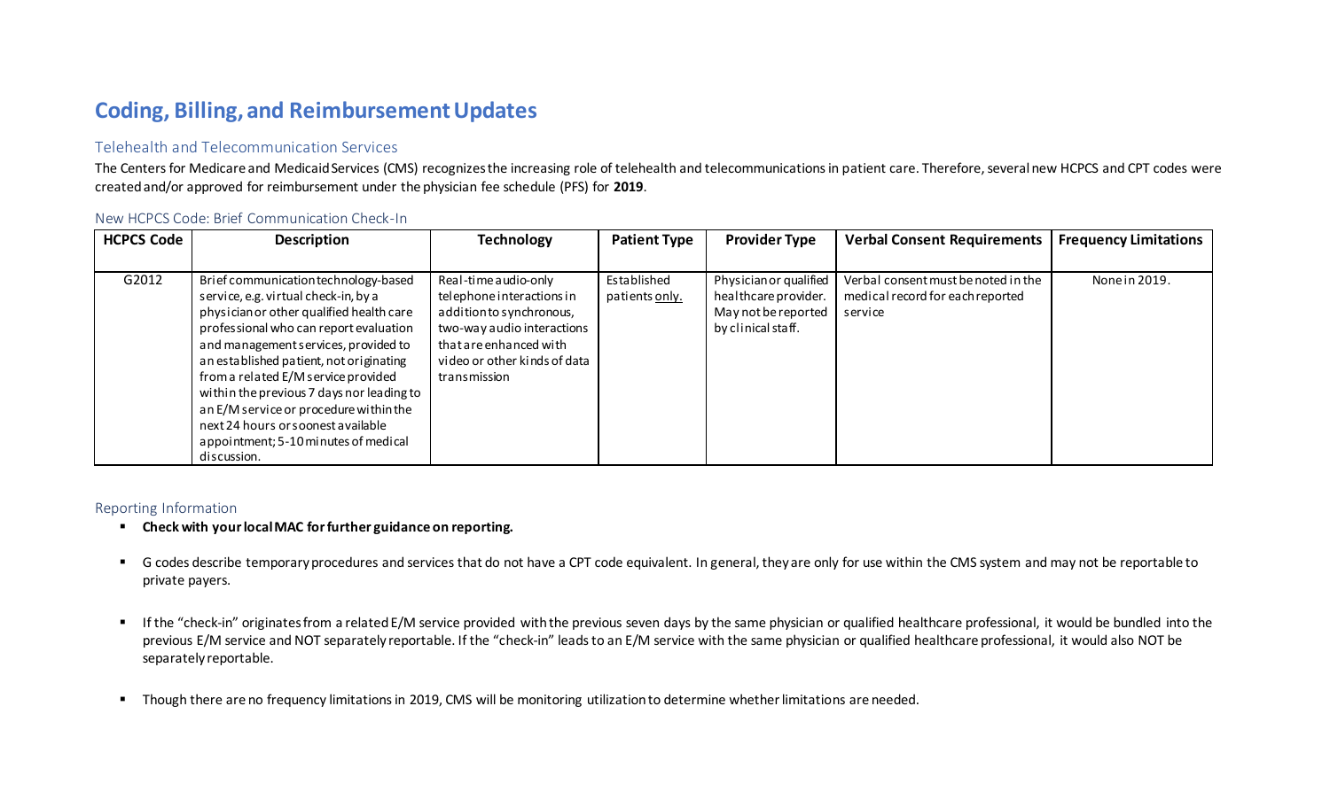# Coding, Billing, and Reimbursement Updates

## Telehealth and Telecommunication Services

The Centers for Medicare and Medicaid Services (CMS) recognizes the increasing role of telehealth and telecommunications in patient care. Therefore, several new HCPCS and CPT codes were created and/or approved for reimbursement under the physician fee schedule (PFS) for **2019**.

### New HCPCS Code: Brief Communication Check-In

| HCPCS Code | Description | Technology | Patient Type | Provider Type | Verbal Consent Requirements | Frequency Limitations |
|---|---|---|---|---|---|---|
| G2012 | Brief communication technology-based service, e.g. virtual check-in, by a physician or other qualified health care professional who can report evaluation and management services, provided to an established patient, not originating from a related E/M service provided within the previous 7 days nor leading to an E/M service or procedure within the next 24 hours or soonest available appointment; 5-10 minutes of medical discussion. | Real-time audio-only telephone interactions in addition to synchronous, two-way audio interactions that are enhanced with video or other kinds of data transmission | Established patients only. | Physician or qualified healthcare provider. May not be reported by clinical staff. | Verbal consent must be noted in the medical record for each reported service | None in 2019. |

### Reporting Information

- **Check with your local MAC for further guidance on reporting.**
- G codes describe temporary procedures and services that do not have a CPT code equivalent. In general, they are only for use within the CMS system and may not be reportable to private payers.
- If the "check-in" originates from a related E/M service provided with the previous seven days by the same physician or qualified healthcare professional, it would be bundled into the previous E/M service and NOT separately reportable. If the "check-in" leads to an E/M service with the same physician or qualified healthcare professional, it would also NOT be separately reportable.
- Though there are no frequency limitations in 2019, CMS will be monitoring utilization to determine whether limitations are needed.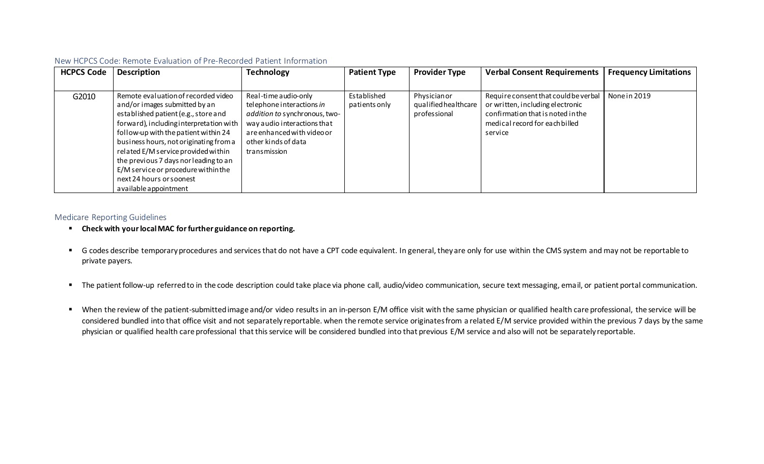## New HCPCS Code: Remote Evaluation of Pre-Recorded Patient Information

| HCPCS Code | Description | Technology | Patient Type | Provider Type | Verbal Consent Requirements | Frequency Limitations |
|---|---|---|---|---|---|---|
| G2010 | Remote evaluation of recorded video and/or images submitted by an established patient (e.g., store and forward), including interpretation with follow-up with the patient within 24 business hours, not originating from a related E/M service provided within the previous 7 days nor leading to an E/M service or procedure within the next 24 hours or soonest available appointment | Real-time audio-only telephone interactions *in addition to* synchronous, two-way audio interactions that are enhanced with video or other kinds of data transmission | Established patients only | Physician or qualified healthcare professional | Require consent that could be verbal or written, including electronic confirmation that is noted in the medical record for each billed service | None in 2019 |

## Medicare Reporting Guidelines

- **Check with your local MAC for further guidance on reporting.**
- G codes describe temporary procedures and services that do not have a CPT code equivalent. In general, they are only for use within the CMS system and may not be reportable to private payers.
- The patient follow-up referred to in the code description could take place via phone call, audio/video communication, secure text messaging, email, or patient portal communication.
- When the review of the patient-submitted image and/or video results in an in-person E/M office visit with the same physician or qualified health care professional, the service will be considered bundled into that office visit and not separately reportable. when the remote service originates from a related E/M service provided within the previous 7 days by the same physician or qualified health care professional that this service will be considered bundled into that previous E/M service and also will not be separately reportable.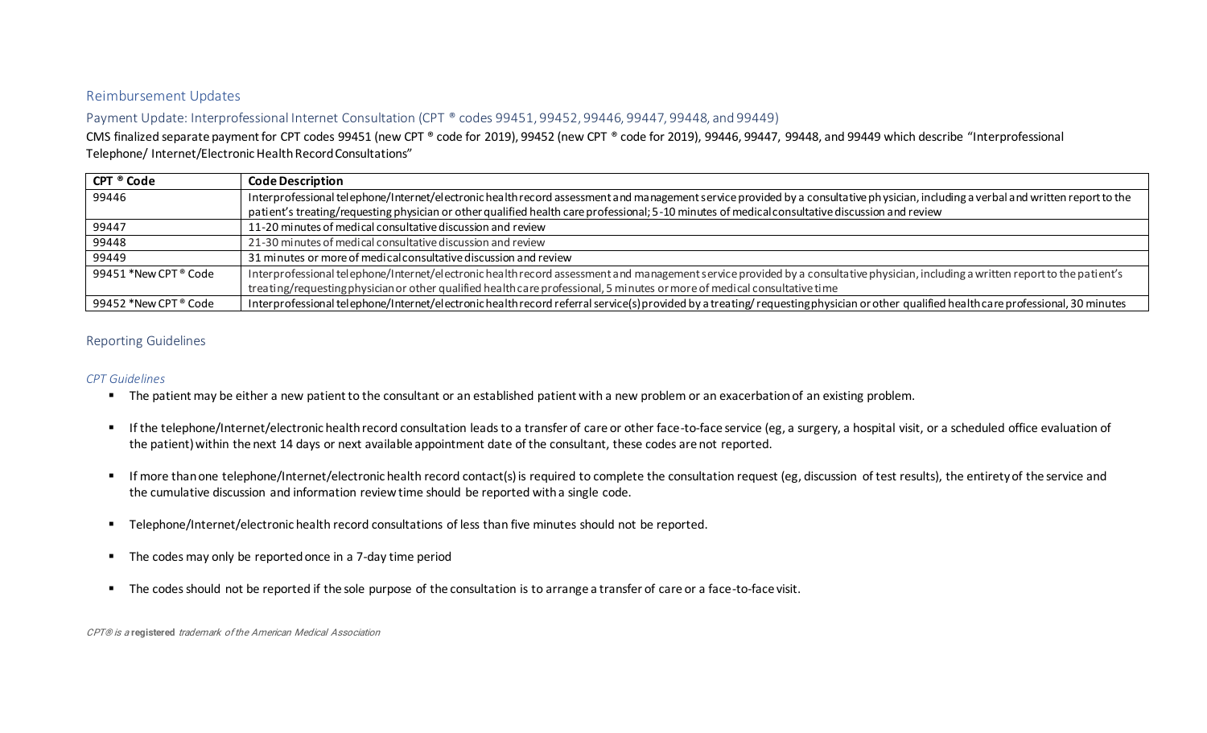## Reimbursement Updates

### Payment Update: Interprofessional Internet Consultation (CPT ® codes 99451, 99452, 99446, 99447, 99448, and 99449)

CMS finalized separate payment for CPT codes 99451 (new CPT ® code for 2019), 99452 (new CPT ® code for 2019), 99446, 99447, 99448, and 99449 which describe "Interprofessional Telephone/ Internet/Electronic Health Record Consultations"

| CPT ® Code | Code Description |
|---|---|
| 99446 | Interprofessional telephone/Internet/electronic health record assessment and management service provided by a consultative physician, including a verbal and written report to the patient's treating/requesting physician or other qualified health care professional; 5-10 minutes of medical consultative discussion and review |
| 99447 | 11-20 minutes of medical consultative discussion and review |
| 99448 | 21-30 minutes of medical consultative discussion and review |
| 99449 | 31 minutes or more of medical consultative discussion and review |
| 99451 *New CPT ® Code | Interprofessional telephone/Internet/electronic health record assessment and management service provided by a consultative physician, including a written report to the patient's treating/requesting physician or other qualified health care professional, 5 minutes or more of medical consultative time |
| 99452 *New CPT ® Code | Interprofessional telephone/Internet/electronic health record referral service(s) provided by a treating/ requesting physician or other qualified health care professional, 30 minutes |

## Reporting Guidelines

*CPT Guidelines*

- The patient may be either a new patient to the consultant or an established patient with a new problem or an exacerbation of an existing problem.
- If the telephone/Internet/electronic health record consultation leads to a transfer of care or other face-to-face service (eg, a surgery, a hospital visit, or a scheduled office evaluation of the patient) within the next 14 days or next available appointment date of the consultant, these codes are not reported.
- If more than one telephone/Internet/electronic health record contact(s) is required to complete the consultation request (eg, discussion of test results), the entirety of the service and the cumulative discussion and information review time should be reported with a single code.
- Telephone/Internet/electronic health record consultations of less than five minutes should not be reported.
- The codes may only be reported once in a 7-day time period
- The codes should not be reported if the sole purpose of the consultation is to arrange a transfer of care or a face-to-face visit.

*CPT® is a **registered** trademark of the American Medical Association*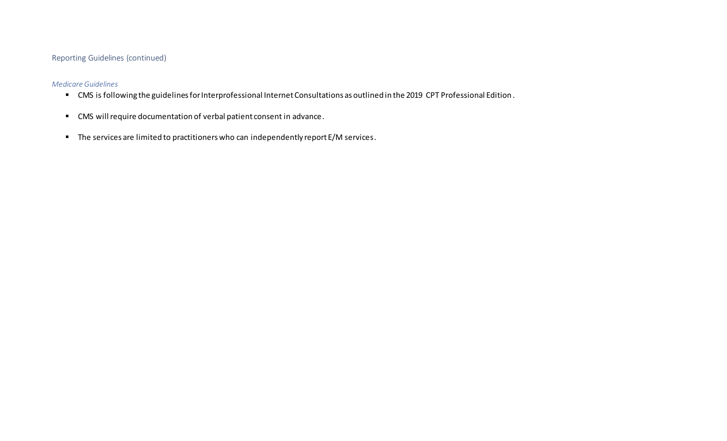## Reporting Guidelines (continued)

*Medicare Guidelines*

- CMS is following the guidelines for Interprofessional Internet Consultations as outlined in the 2019 CPT Professional Edition.
- CMS will require documentation of verbal patient consent in advance.
- The services are limited to practitioners who can independently report E/M services.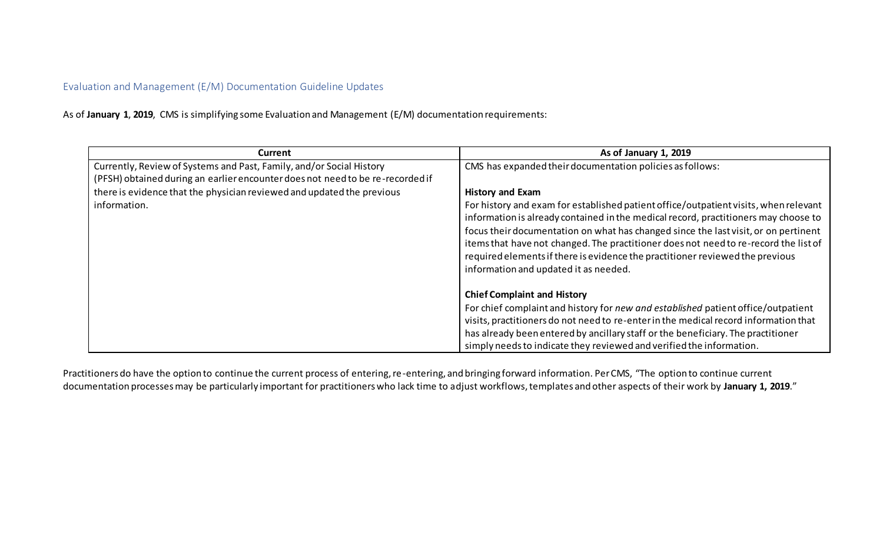## Evaluation and Management (E/M) Documentation Guideline Updates

As of **January 1, 2019**, CMS is simplifying some Evaluation and Management (E/M) documentation requirements:

| Current | As of January 1, 2019 |
| --- | --- |
| Currently, Review of Systems and Past, Family, and/or Social History (PFSH) obtained during an earlier encounter does not need to be re-recorded if there is evidence that the physician reviewed and updated the previous information. | CMS has expanded their documentation policies as follows:<br><br>**History and Exam**<br>For history and exam for established patient office/outpatient visits, when relevant information is already contained in the medical record, practitioners may choose to focus their documentation on what has changed since the last visit, or on pertinent items that have not changed. The practitioner does not need to re-record the list of required elements if there is evidence the practitioner reviewed the previous information and updated it as needed.<br><br>**Chief Complaint and History**<br>For chief complaint and history for *new and established* patient office/outpatient visits, practitioners do not need to re-enter in the medical record information that has already been entered by ancillary staff or the beneficiary. The practitioner simply needs to indicate they reviewed and verified the information. |

Practitioners do have the option to continue the current process of entering, re-entering, and bringing forward information. Per CMS, "The option to continue current documentation processes may be particularly important for practitioners who lack time to adjust workflows, templates and other aspects of their work by **January 1, 2019**."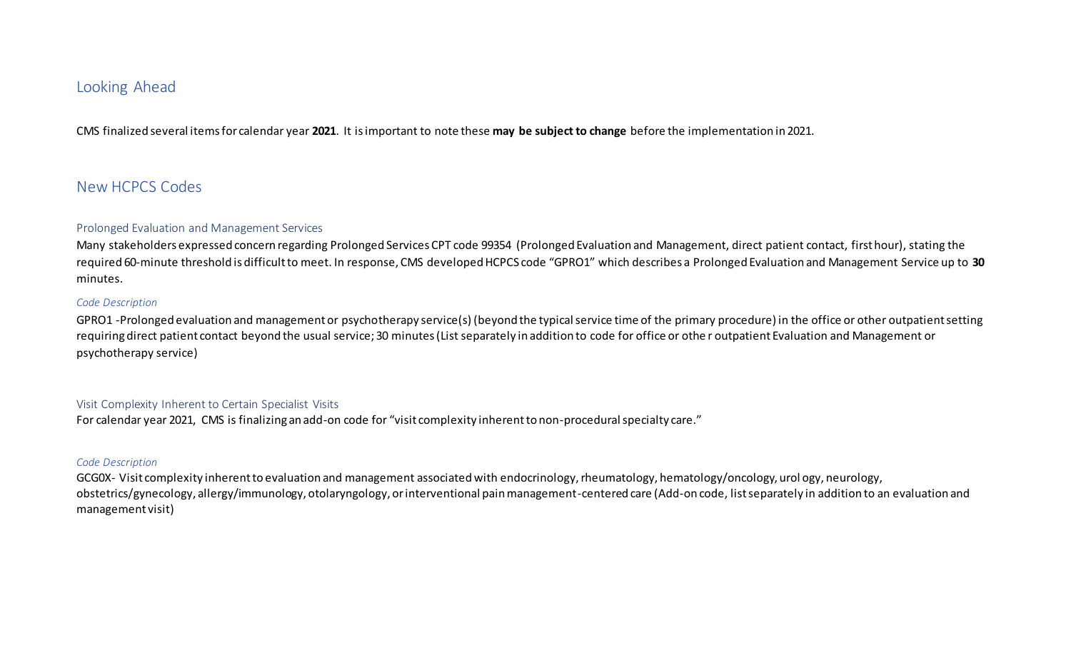## Looking Ahead

CMS finalized several items for calendar year **2021**. It is important to note these **may be subject to change** before the implementation in 2021.

## New HCPCS Codes

### Prolonged Evaluation and Management Services

Many stakeholders expressed concern regarding Prolonged Services CPT code 99354 (Prolonged Evaluation and Management, direct patient contact, first hour), stating the required 60-minute threshold is difficult to meet. In response, CMS developed HCPCS code "GPRO1" which describes a Prolonged Evaluation and Management Service up to **30** minutes.

*Code Description*

GPRO1 -Prolonged evaluation and management or psychotherapy service(s) (beyond the typical service time of the primary procedure) in the office or other outpatient setting requiring direct patient contact beyond the usual service; 30 minutes (List separately in addition to code for office or other outpatient Evaluation and Management or psychotherapy service)

### Visit Complexity Inherent to Certain Specialist Visits

For calendar year 2021, CMS is finalizing an add-on code for "visit complexity inherent to non-procedural specialty care."

*Code Description*

GCG0X- Visit complexity inherent to evaluation and management associated with endocrinology, rheumatology, hematology/oncology, urology, neurology, obstetrics/gynecology, allergy/immunology, otolaryngology, or interventional pain management-centered care (Add-on code, list separately in addition to an evaluation and management visit)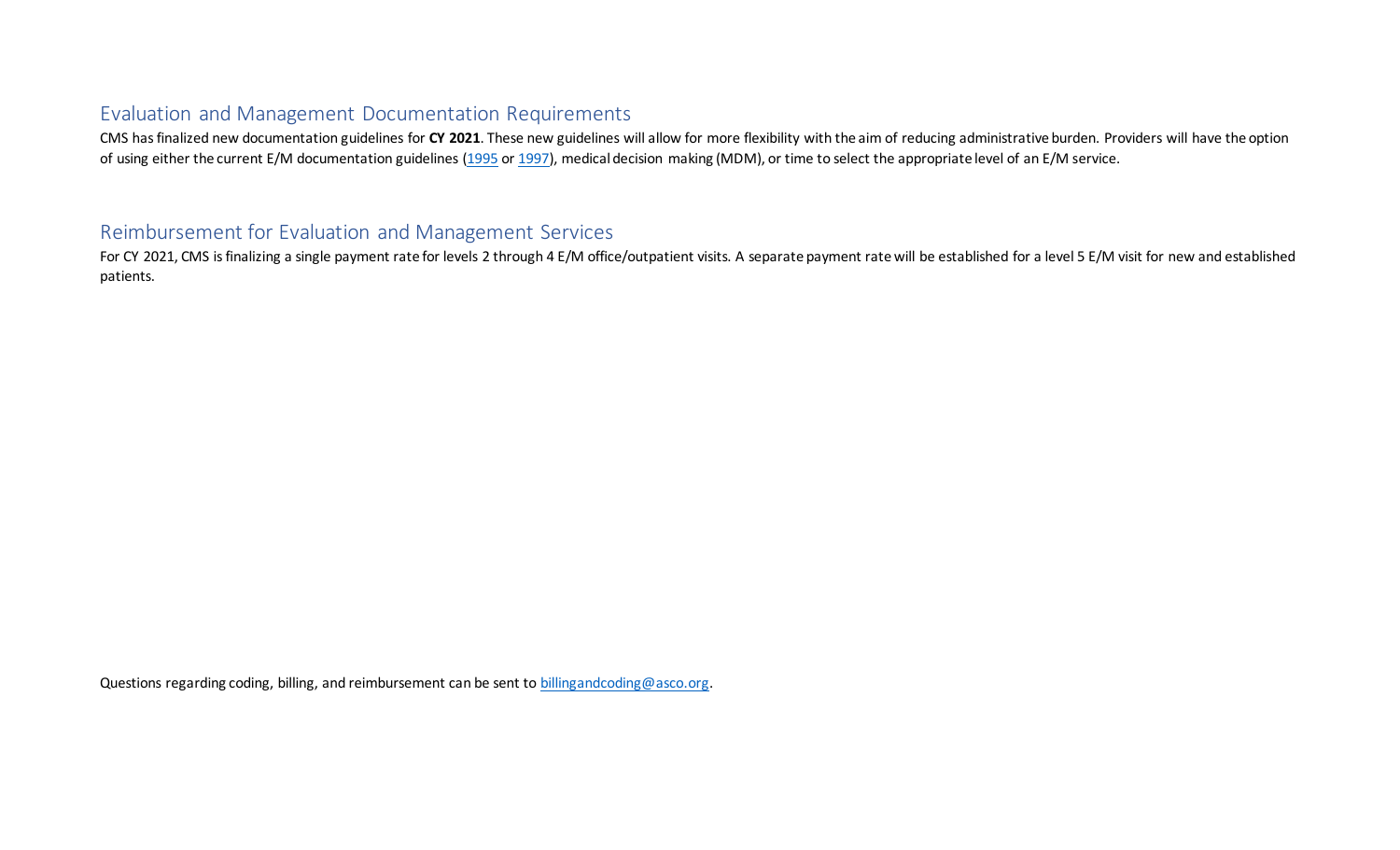## Evaluation and Management Documentation Requirements

CMS has finalized new documentation guidelines for **CY 2021**. These new guidelines will allow for more flexibility with the aim of reducing administrative burden. Providers will have the option of using either the current E/M documentation guidelines (1995 or 1997), medical decision making (MDM), or time to select the appropriate level of an E/M service.

## Reimbursement for Evaluation and Management Services

For CY 2021, CMS is finalizing a single payment rate for levels 2 through 4 E/M office/outpatient visits. A separate payment rate will be established for a level 5 E/M visit for new and established patients.

Questions regarding coding, billing, and reimbursement can be sent to billingandcoding@asco.org.